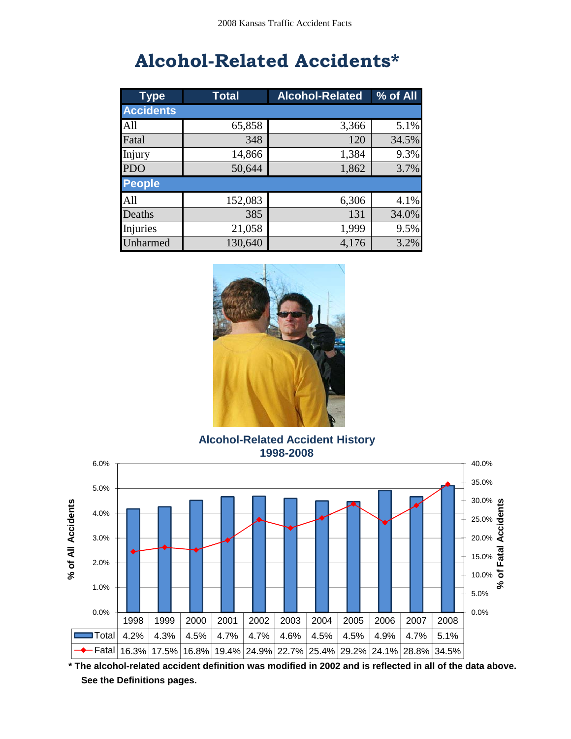# Alcohol-Related Accidents*

| Type | Total | Alcohol-Related | % of All |
|---|---|---|---|
| **Accidents** | | | |
| All | 65,858 | 3,366 | 5.1% |
| Fatal | 348 | 120 | 34.5% |
| Injury | 14,866 | 1,384 | 9.3% |
| PDO | 50,644 | 1,862 | 3.7% |
| **People** | | | |
| All | 152,083 | 6,306 | 4.1% |
| Deaths | 385 | 131 | 34.0% |
| Injuries | 21,058 | 1,999 | 9.5% |
| Unharmed | 130,640 | 4,176 | 3.2% |

**Alcohol-Related Accident History 1998-2008**

| | 1998 | 1999 | 2000 | 2001 | 2002 | 2003 | 2004 | 2005 | 2006 | 2007 | 2008 |
|---|---|---|---|---|---|---|---|---|---|---|---|
| Total | 4.2% | 4.3% | 4.5% | 4.7% | 4.7% | 4.6% | 4.5% | 4.5% | 4.9% | 4.7% | 5.1% |
| Fatal | 16.3% | 17.5% | 16.8% | 19.4% | 24.9% | 22.7% | 25.4% | 29.2% | 24.1% | 28.8% | 34.5% |

**\* The alcohol-related accident definition was modified in 2002 and is reflected in all of the data above. See the Definitions pages.**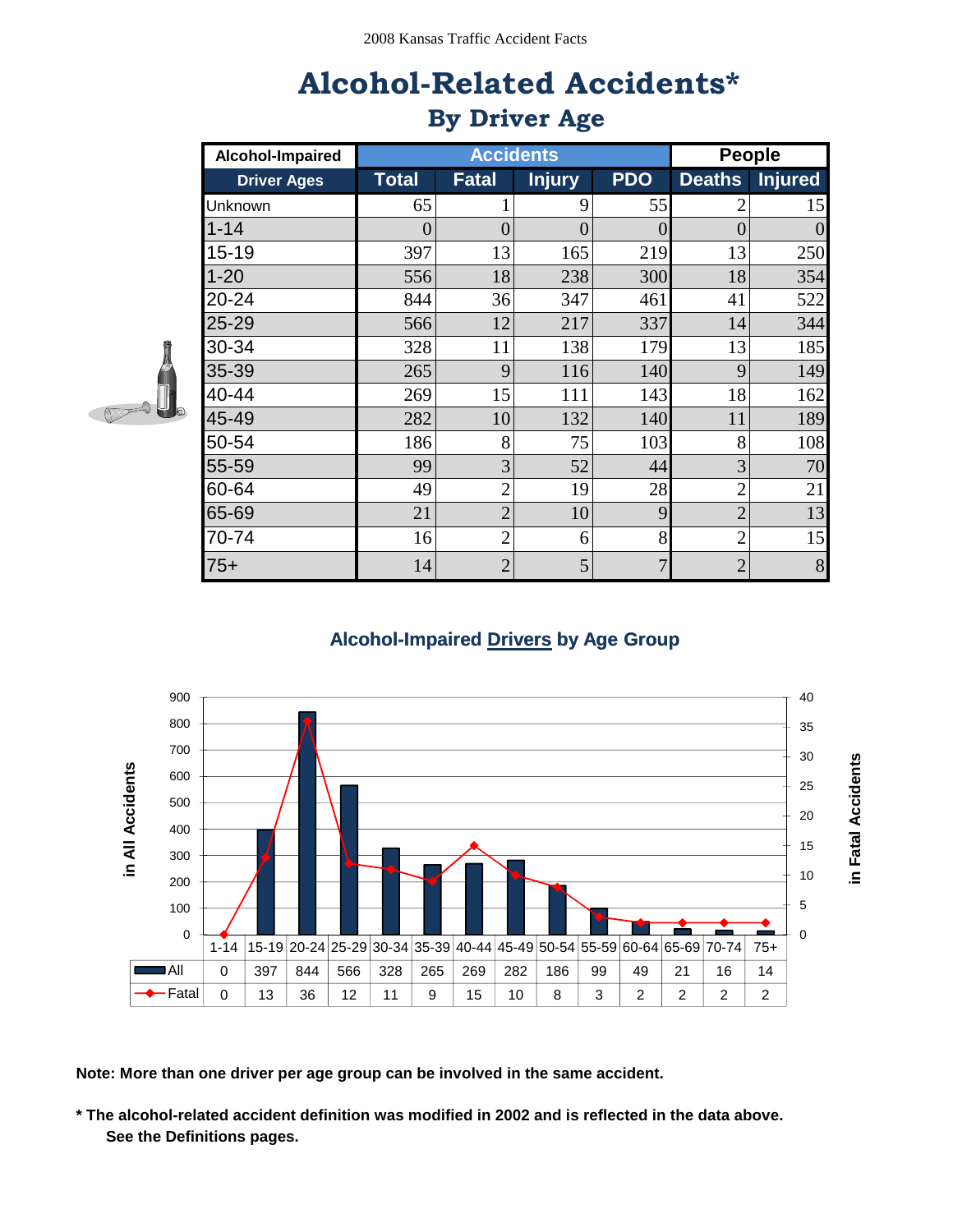# Alcohol-Related Accidents*

## By Driver Age

| Alcohol-Impaired | Accidents | | | | People | |
|---|---|---|---|---|---|---|
| Driver Ages | Total | Fatal | Injury | PDO | Deaths | Injured |
| Unknown | 65 | 1 | 9 | 55 | 2 | 15 |
| 1-14 | 0 | 0 | 0 | 0 | 0 | 0 |
| 15-19 | 397 | 13 | 165 | 219 | 13 | 250 |
| 1-20 | 556 | 18 | 238 | 300 | 18 | 354 |
| 20-24 | 844 | 36 | 347 | 461 | 41 | 522 |
| 25-29 | 566 | 12 | 217 | 337 | 14 | 344 |
| 30-34 | 328 | 11 | 138 | 179 | 13 | 185 |
| 35-39 | 265 | 9 | 116 | 140 | 9 | 149 |
| 40-44 | 269 | 15 | 111 | 143 | 18 | 162 |
| 45-49 | 282 | 10 | 132 | 140 | 11 | 189 |
| 50-54 | 186 | 8 | 75 | 103 | 8 | 108 |
| 55-59 | 99 | 3 | 52 | 44 | 3 | 70 |
| 60-64 | 49 | 2 | 19 | 28 | 2 | 21 |
| 65-69 | 21 | 2 | 10 | 9 | 2 | 13 |
| 70-74 | 16 | 2 | 6 | 8 | 2 | 15 |
| 75+ | 14 | 2 | 5 | 7 | 2 | 8 |

### Alcohol-Impaired Drivers by Age Group

| | 1-14 | 15-19 | 20-24 | 25-29 | 30-34 | 35-39 | 40-44 | 45-49 | 50-54 | 55-59 | 60-64 | 65-69 | 70-74 | 75+ |
|---|---|---|---|---|---|---|---|---|---|---|---|---|---|---|
| All | 0 | 397 | 844 | 566 | 328 | 265 | 269 | 282 | 186 | 99 | 49 | 21 | 16 | 14 |
| Fatal | 0 | 13 | 36 | 12 | 11 | 9 | 15 | 10 | 8 | 3 | 2 | 2 | 2 | 2 |

**Note: More than one driver per age group can be involved in the same accident.**

**\* The alcohol-related accident definition was modified in 2002 and is reflected in the data above. See the Definitions pages.**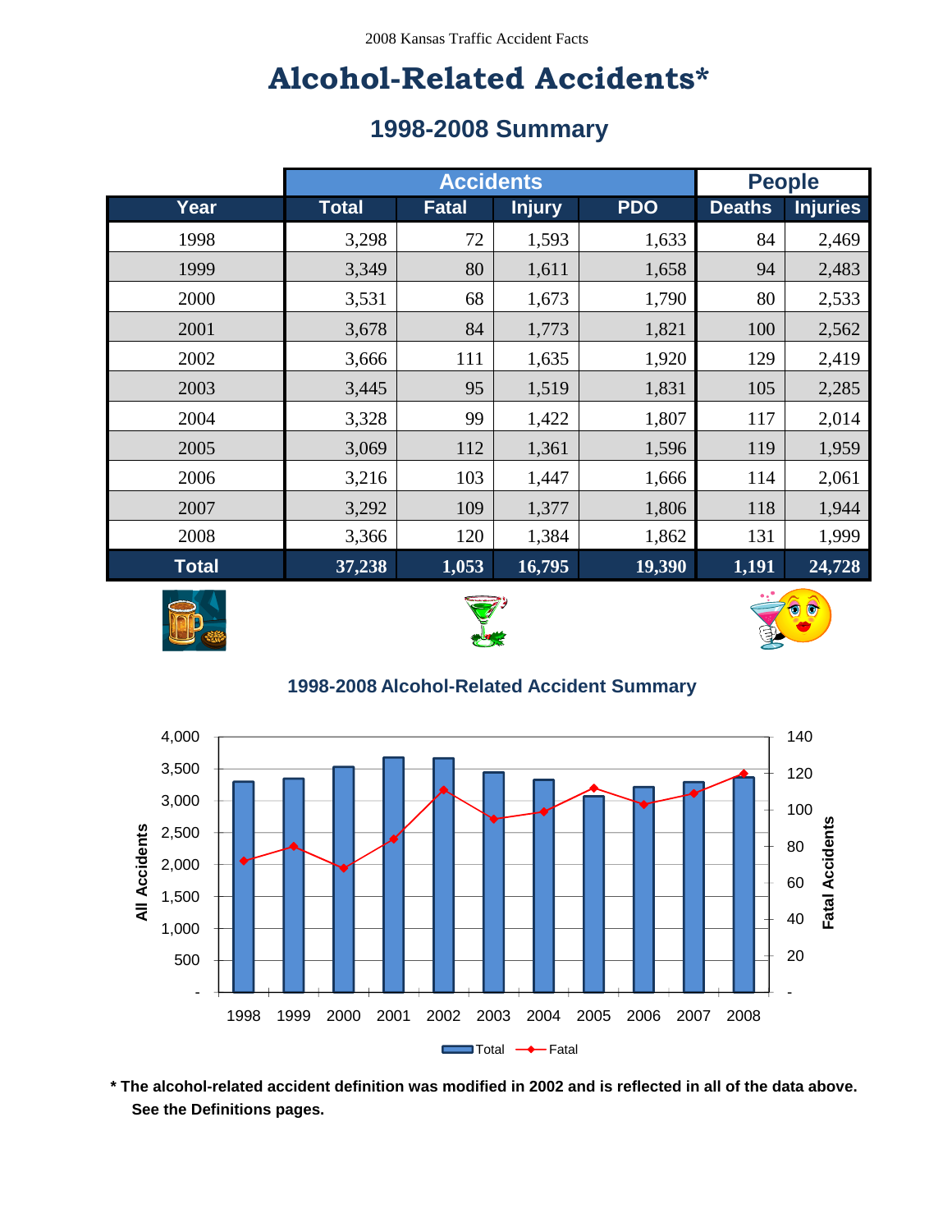# Alcohol-Related Accidents*

## 1998-2008 Summary

| | Accidents | | | | People | |
|---|---|---|---|---|---|---|
| **Year** | **Total** | **Fatal** | **Injury** | **PDO** | **Deaths** | **Injuries** |
| 1998 | 3,298 | 72 | 1,593 | 1,633 | 84 | 2,469 |
| 1999 | 3,349 | 80 | 1,611 | 1,658 | 94 | 2,483 |
| 2000 | 3,531 | 68 | 1,673 | 1,790 | 80 | 2,533 |
| 2001 | 3,678 | 84 | 1,773 | 1,821 | 100 | 2,562 |
| 2002 | 3,666 | 111 | 1,635 | 1,920 | 129 | 2,419 |
| 2003 | 3,445 | 95 | 1,519 | 1,831 | 105 | 2,285 |
| 2004 | 3,328 | 99 | 1,422 | 1,807 | 117 | 2,014 |
| 2005 | 3,069 | 112 | 1,361 | 1,596 | 119 | 1,959 |
| 2006 | 3,216 | 103 | 1,447 | 1,666 | 114 | 2,061 |
| 2007 | 3,292 | 109 | 1,377 | 1,806 | 118 | 1,944 |
| 2008 | 3,366 | 120 | 1,384 | 1,862 | 131 | 1,999 |
| **Total** | **37,238** | **1,053** | **16,795** | **19,390** | **1,191** | **24,728** |

### 1998-2008 Alcohol-Related Accident Summary

| Year | Total | Fatal |
|---|---|---|
| 1998 | 3,298 | 72 |
| 1999 | 3,349 | 80 |
| 2000 | 3,531 | 68 |
| 2001 | 3,678 | 84 |
| 2002 | 3,666 | 111 |
| 2003 | 3,445 | 95 |
| 2004 | 3,328 | 99 |
| 2005 | 3,069 | 112 |
| 2006 | 3,216 | 103 |
| 2007 | 3,292 | 109 |
| 2008 | 3,366 | 120 |

**\* The alcohol-related accident definition was modified in 2002 and is reflected in all of the data above. See the Definitions pages.**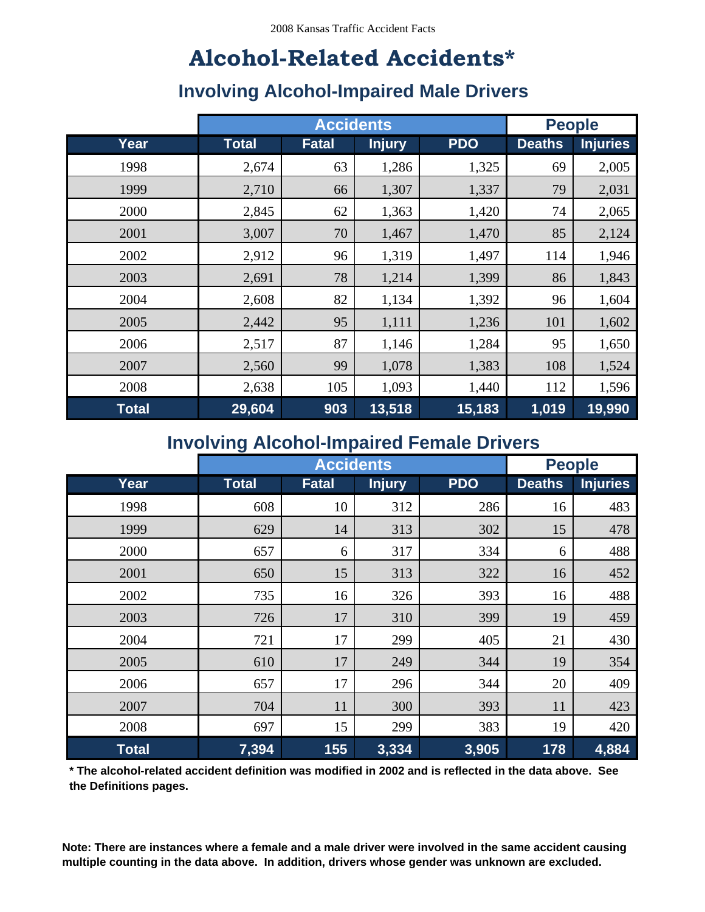# Alcohol-Related Accidents*

## Involving Alcohol-Impaired Male Drivers

| | Accidents | | | | People | |
|---|---|---|---|---|---|---|
| Year | Total | Fatal | Injury | PDO | Deaths | Injuries |
| 1998 | 2,674 | 63 | 1,286 | 1,325 | 69 | 2,005 |
| 1999 | 2,710 | 66 | 1,307 | 1,337 | 79 | 2,031 |
| 2000 | 2,845 | 62 | 1,363 | 1,420 | 74 | 2,065 |
| 2001 | 3,007 | 70 | 1,467 | 1,470 | 85 | 2,124 |
| 2002 | 2,912 | 96 | 1,319 | 1,497 | 114 | 1,946 |
| 2003 | 2,691 | 78 | 1,214 | 1,399 | 86 | 1,843 |
| 2004 | 2,608 | 82 | 1,134 | 1,392 | 96 | 1,604 |
| 2005 | 2,442 | 95 | 1,111 | 1,236 | 101 | 1,602 |
| 2006 | 2,517 | 87 | 1,146 | 1,284 | 95 | 1,650 |
| 2007 | 2,560 | 99 | 1,078 | 1,383 | 108 | 1,524 |
| 2008 | 2,638 | 105 | 1,093 | 1,440 | 112 | 1,596 |
| **Total** | **29,604** | **903** | **13,518** | **15,183** | **1,019** | **19,990** |

## Involving Alcohol-Impaired Female Drivers

| | Accidents | | | | People | |
|---|---|---|---|---|---|---|
| Year | Total | Fatal | Injury | PDO | Deaths | Injuries |
| 1998 | 608 | 10 | 312 | 286 | 16 | 483 |
| 1999 | 629 | 14 | 313 | 302 | 15 | 478 |
| 2000 | 657 | 6 | 317 | 334 | 6 | 488 |
| 2001 | 650 | 15 | 313 | 322 | 16 | 452 |
| 2002 | 735 | 16 | 326 | 393 | 16 | 488 |
| 2003 | 726 | 17 | 310 | 399 | 19 | 459 |
| 2004 | 721 | 17 | 299 | 405 | 21 | 430 |
| 2005 | 610 | 17 | 249 | 344 | 19 | 354 |
| 2006 | 657 | 17 | 296 | 344 | 20 | 409 |
| 2007 | 704 | 11 | 300 | 393 | 11 | 423 |
| 2008 | 697 | 15 | 299 | 383 | 19 | 420 |
| **Total** | **7,394** | **155** | **3,334** | **3,905** | **178** | **4,884** |

**\* The alcohol-related accident definition was modified in 2002 and is reflected in the data above. See the Definitions pages.**

**Note: There are instances where a female and a male driver were involved in the same accident causing multiple counting in the data above. In addition, drivers whose gender was unknown are excluded.**